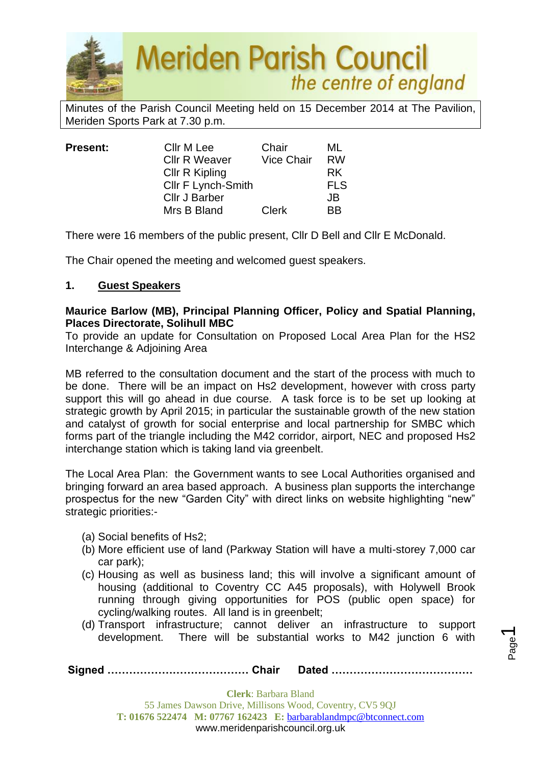# Meriden Parish Council
*the centre of england*

Minutes of the Parish Council Meeting held on 15 December 2014 at The Pavilion, Meriden Sports Park at 7.30 p.m.

| **Present:** | Cllr M Lee | Chair | ML |
|---|---|---|---|
| | Cllr R Weaver | Vice Chair | RW |
| | Cllr R Kipling | | RK |
| | Cllr F Lynch-Smith | | FLS |
| | Cllr J Barber | | JB |
| | Mrs B Bland | Clerk | BB |

There were 16 members of the public present, Cllr D Bell and Cllr E McDonald.

The Chair opened the meeting and welcomed guest speakers.

## 1. Guest Speakers

**Maurice Barlow (MB), Principal Planning Officer, Policy and Spatial Planning, Places Directorate, Solihull MBC**

To provide an update for Consultation on Proposed Local Area Plan for the HS2 Interchange & Adjoining Area

MB referred to the consultation document and the start of the process with much to be done. There will be an impact on Hs2 development, however with cross party support this will go ahead in due course. A task force is to be set up looking at strategic growth by April 2015; in particular the sustainable growth of the new station and catalyst of growth for social enterprise and local partnership for SMBC which forms part of the triangle including the M42 corridor, airport, NEC and proposed Hs2 interchange station which is taking land via greenbelt.

The Local Area Plan: the Government wants to see Local Authorities organised and bringing forward an area based approach. A business plan supports the interchange prospectus for the new "Garden City" with direct links on website highlighting "new" strategic priorities:-

(a) Social benefits of Hs2;
(b) More efficient use of land (Parkway Station will have a multi-storey 7,000 car car park);
(c) Housing as well as business land; this will involve a significant amount of housing (additional to Coventry CC A45 proposals), with Holywell Brook running through giving opportunities for POS (public open space) for cycling/walking routes. All land is in greenbelt;
(d) Transport infrastructure; cannot deliver an infrastructure to support development. There will be substantial works to M42 junction 6 with

**Signed ………………………………… Chair Dated …………………………………**

**Clerk**: Barbara Bland
55 James Dawson Drive, Millisons Wood, Coventry, CV5 9QJ
**T: 01676 522474 M: 07767 162423 E:** barbarablandmpc@btconnect.com
www.meridenparishcouncil.org.uk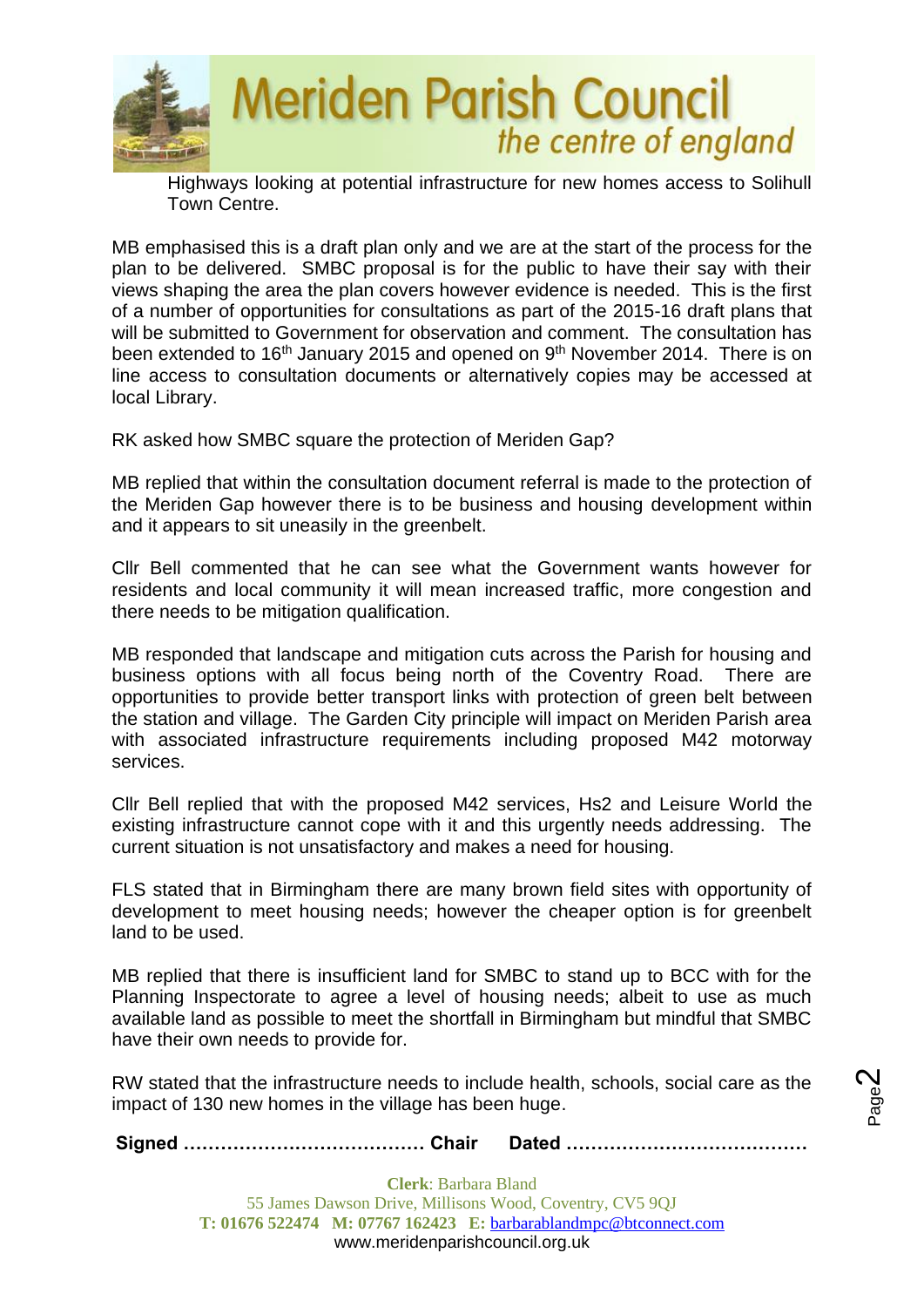Highways looking at potential infrastructure for new homes access to Solihull Town Centre.

MB emphasised this is a draft plan only and we are at the start of the process for the plan to be delivered. SMBC proposal is for the public to have their say with their views shaping the area the plan covers however evidence is needed. This is the first of a number of opportunities for consultations as part of the 2015-16 draft plans that will be submitted to Government for observation and comment. The consultation has been extended to 16th January 2015 and opened on 9th November 2014. There is on line access to consultation documents or alternatively copies may be accessed at local Library.

RK asked how SMBC square the protection of Meriden Gap?

MB replied that within the consultation document referral is made to the protection of the Meriden Gap however there is to be business and housing development within and it appears to sit uneasily in the greenbelt.

Cllr Bell commented that he can see what the Government wants however for residents and local community it will mean increased traffic, more congestion and there needs to be mitigation qualification.

MB responded that landscape and mitigation cuts across the Parish for housing and business options with all focus being north of the Coventry Road. There are opportunities to provide better transport links with protection of green belt between the station and village. The Garden City principle will impact on Meriden Parish area with associated infrastructure requirements including proposed M42 motorway services.

Cllr Bell replied that with the proposed M42 services, Hs2 and Leisure World the existing infrastructure cannot cope with it and this urgently needs addressing. The current situation is not unsatisfactory and makes a need for housing.

FLS stated that in Birmingham there are many brown field sites with opportunity of development to meet housing needs; however the cheaper option is for greenbelt land to be used.

MB replied that there is insufficient land for SMBC to stand up to BCC with for the Planning Inspectorate to agree a level of housing needs; albeit to use as much available land as possible to meet the shortfall in Birmingham but mindful that SMBC have their own needs to provide for.

RW stated that the infrastructure needs to include health, schools, social care as the impact of 130 new homes in the village has been huge.

**Signed ………………………………… Chair Dated …………………………………**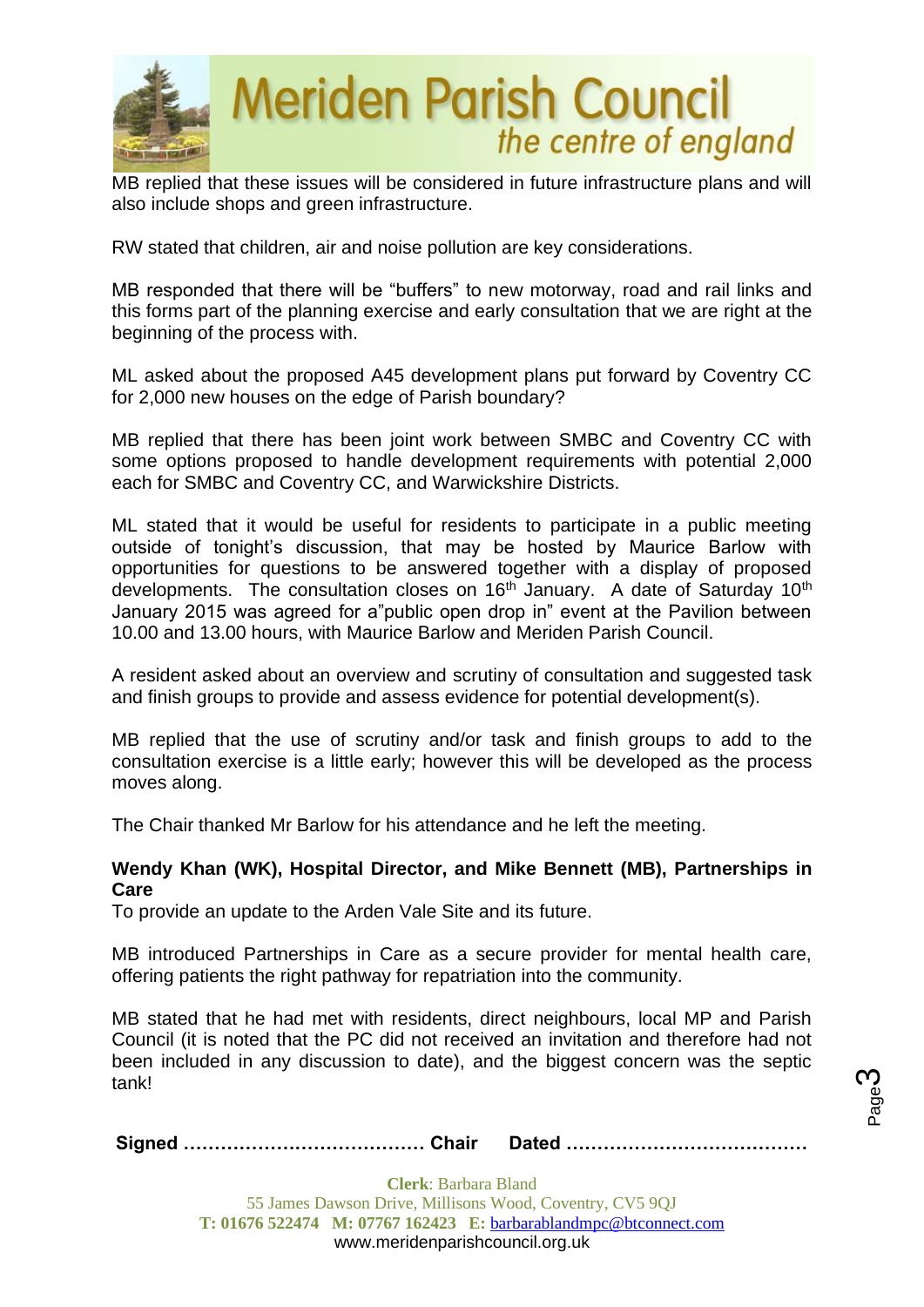MB replied that these issues will be considered in future infrastructure plans and will also include shops and green infrastructure.

RW stated that children, air and noise pollution are key considerations.

MB responded that there will be "buffers" to new motorway, road and rail links and this forms part of the planning exercise and early consultation that we are right at the beginning of the process with.

ML asked about the proposed A45 development plans put forward by Coventry CC for 2,000 new houses on the edge of Parish boundary?

MB replied that there has been joint work between SMBC and Coventry CC with some options proposed to handle development requirements with potential 2,000 each for SMBC and Coventry CC, and Warwickshire Districts.

ML stated that it would be useful for residents to participate in a public meeting outside of tonight's discussion, that may be hosted by Maurice Barlow with opportunities for questions to be answered together with a display of proposed developments. The consultation closes on 16th January. A date of Saturday 10th January 2015 was agreed for a"public open drop in" event at the Pavilion between 10.00 and 13.00 hours, with Maurice Barlow and Meriden Parish Council.

A resident asked about an overview and scrutiny of consultation and suggested task and finish groups to provide and assess evidence for potential development(s).

MB replied that the use of scrutiny and/or task and finish groups to add to the consultation exercise is a little early; however this will be developed as the process moves along.

The Chair thanked Mr Barlow for his attendance and he left the meeting.

**Wendy Khan (WK), Hospital Director, and Mike Bennett (MB), Partnerships in Care**

To provide an update to the Arden Vale Site and its future.

MB introduced Partnerships in Care as a secure provider for mental health care, offering patients the right pathway for repatriation into the community.

MB stated that he had met with residents, direct neighbours, local MP and Parish Council (it is noted that the PC did not received an invitation and therefore had not been included in any discussion to date), and the biggest concern was the septic tank!

**Signed ………………………………… Chair Dated …………………………………**

**Clerk**: Barbara Bland
55 James Dawson Drive, Millisons Wood, Coventry, CV5 9QJ
**T: 01676 522474 M: 07767 162423 E:** barbarablandmpc@btconnect.com
www.meridenparishcouncil.org.uk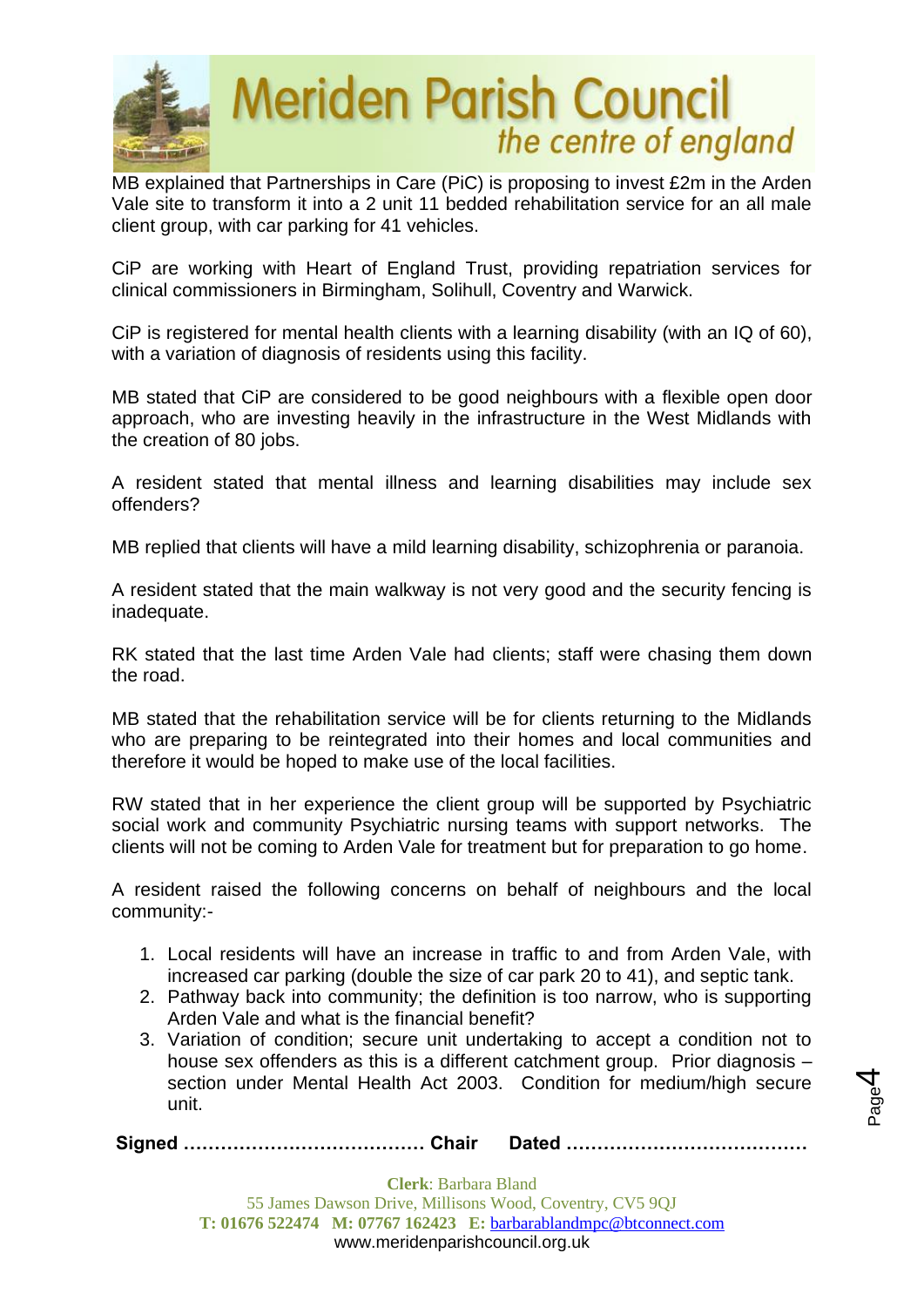MB explained that Partnerships in Care (PiC) is proposing to invest £2m in the Arden Vale site to transform it into a 2 unit 11 bedded rehabilitation service for an all male client group, with car parking for 41 vehicles.

CiP are working with Heart of England Trust, providing repatriation services for clinical commissioners in Birmingham, Solihull, Coventry and Warwick.

CiP is registered for mental health clients with a learning disability (with an IQ of 60), with a variation of diagnosis of residents using this facility.

MB stated that CiP are considered to be good neighbours with a flexible open door approach, who are investing heavily in the infrastructure in the West Midlands with the creation of 80 jobs.

A resident stated that mental illness and learning disabilities may include sex offenders?

MB replied that clients will have a mild learning disability, schizophrenia or paranoia.

A resident stated that the main walkway is not very good and the security fencing is inadequate.

RK stated that the last time Arden Vale had clients; staff were chasing them down the road.

MB stated that the rehabilitation service will be for clients returning to the Midlands who are preparing to be reintegrated into their homes and local communities and therefore it would be hoped to make use of the local facilities.

RW stated that in her experience the client group will be supported by Psychiatric social work and community Psychiatric nursing teams with support networks. The clients will not be coming to Arden Vale for treatment but for preparation to go home.

A resident raised the following concerns on behalf of neighbours and the local community:-

1. Local residents will have an increase in traffic to and from Arden Vale, with increased car parking (double the size of car park 20 to 41), and septic tank.
2. Pathway back into community; the definition is too narrow, who is supporting Arden Vale and what is the financial benefit?
3. Variation of condition; secure unit undertaking to accept a condition not to house sex offenders as this is a different catchment group. Prior diagnosis – section under Mental Health Act 2003. Condition for medium/high secure unit.

**Signed ………………………………… Chair Dated …………………………………**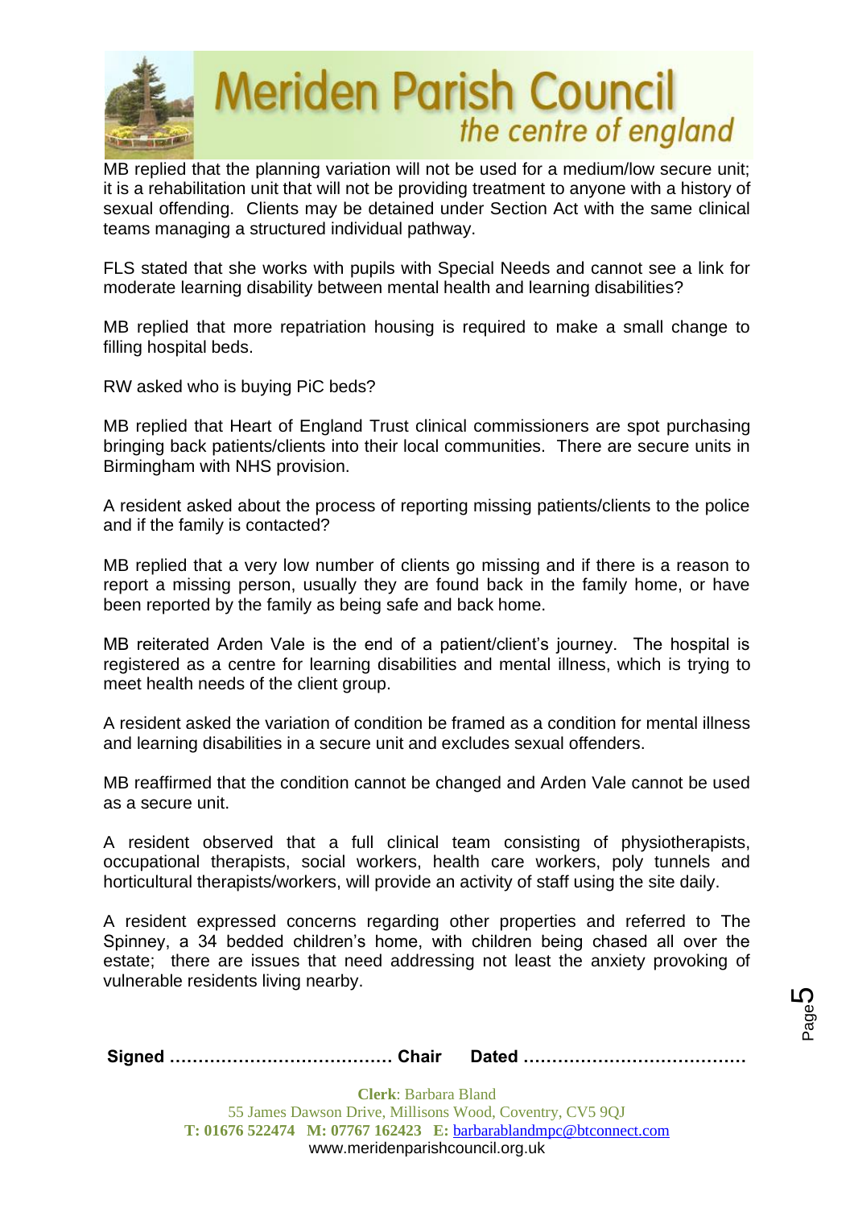MB replied that the planning variation will not be used for a medium/low secure unit; it is a rehabilitation unit that will not be providing treatment to anyone with a history of sexual offending. Clients may be detained under Section Act with the same clinical teams managing a structured individual pathway.

FLS stated that she works with pupils with Special Needs and cannot see a link for moderate learning disability between mental health and learning disabilities?

MB replied that more repatriation housing is required to make a small change to filling hospital beds.

RW asked who is buying PiC beds?

MB replied that Heart of England Trust clinical commissioners are spot purchasing bringing back patients/clients into their local communities. There are secure units in Birmingham with NHS provision.

A resident asked about the process of reporting missing patients/clients to the police and if the family is contacted?

MB replied that a very low number of clients go missing and if there is a reason to report a missing person, usually they are found back in the family home, or have been reported by the family as being safe and back home.

MB reiterated Arden Vale is the end of a patient/client's journey. The hospital is registered as a centre for learning disabilities and mental illness, which is trying to meet health needs of the client group.

A resident asked the variation of condition be framed as a condition for mental illness and learning disabilities in a secure unit and excludes sexual offenders.

MB reaffirmed that the condition cannot be changed and Arden Vale cannot be used as a secure unit.

A resident observed that a full clinical team consisting of physiotherapists, occupational therapists, social workers, health care workers, poly tunnels and horticultural therapists/workers, will provide an activity of staff using the site daily.

A resident expressed concerns regarding other properties and referred to The Spinney, a 34 bedded children's home, with children being chased all over the estate; there are issues that need addressing not least the anxiety provoking of vulnerable residents living nearby.

**Signed ………………………………… Chair Dated …………………………………**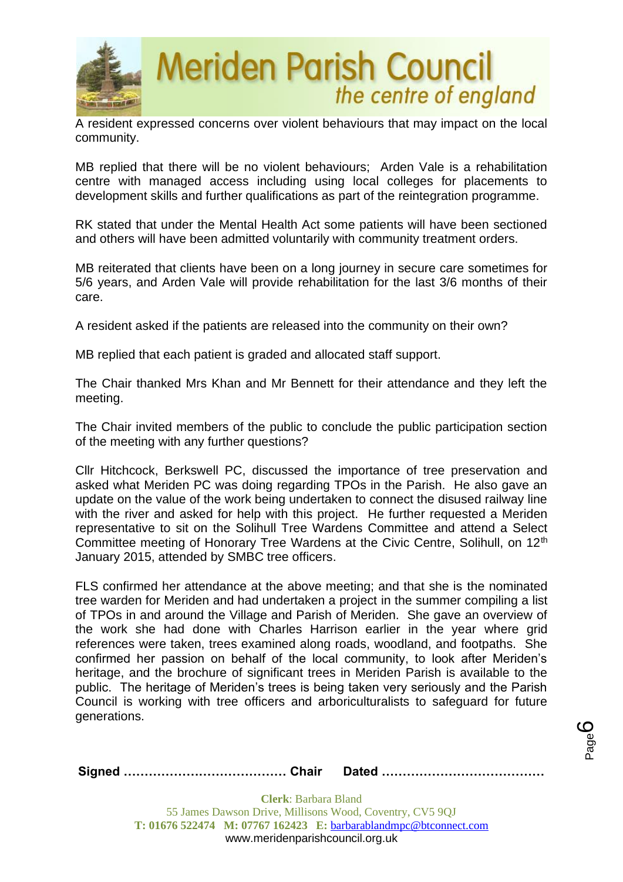A resident expressed concerns over violent behaviours that may impact on the local community.

MB replied that there will be no violent behaviours; Arden Vale is a rehabilitation centre with managed access including using local colleges for placements to development skills and further qualifications as part of the reintegration programme.

RK stated that under the Mental Health Act some patients will have been sectioned and others will have been admitted voluntarily with community treatment orders.

MB reiterated that clients have been on a long journey in secure care sometimes for 5/6 years, and Arden Vale will provide rehabilitation for the last 3/6 months of their care.

A resident asked if the patients are released into the community on their own?

MB replied that each patient is graded and allocated staff support.

The Chair thanked Mrs Khan and Mr Bennett for their attendance and they left the meeting.

The Chair invited members of the public to conclude the public participation section of the meeting with any further questions?

Cllr Hitchcock, Berkswell PC, discussed the importance of tree preservation and asked what Meriden PC was doing regarding TPOs in the Parish. He also gave an update on the value of the work being undertaken to connect the disused railway line with the river and asked for help with this project. He further requested a Meriden representative to sit on the Solihull Tree Wardens Committee and attend a Select Committee meeting of Honorary Tree Wardens at the Civic Centre, Solihull, on 12th January 2015, attended by SMBC tree officers.

FLS confirmed her attendance at the above meeting; and that she is the nominated tree warden for Meriden and had undertaken a project in the summer compiling a list of TPOs in and around the Village and Parish of Meriden. She gave an overview of the work she had done with Charles Harrison earlier in the year where grid references were taken, trees examined along roads, woodland, and footpaths. She confirmed her passion on behalf of the local community, to look after Meriden's heritage, and the brochure of significant trees in Meriden Parish is available to the public. The heritage of Meriden's trees is being taken very seriously and the Parish Council is working with tree officers and arboriculturalists to safeguard for future generations.

**Signed ………………………………… Chair Dated …………………………………**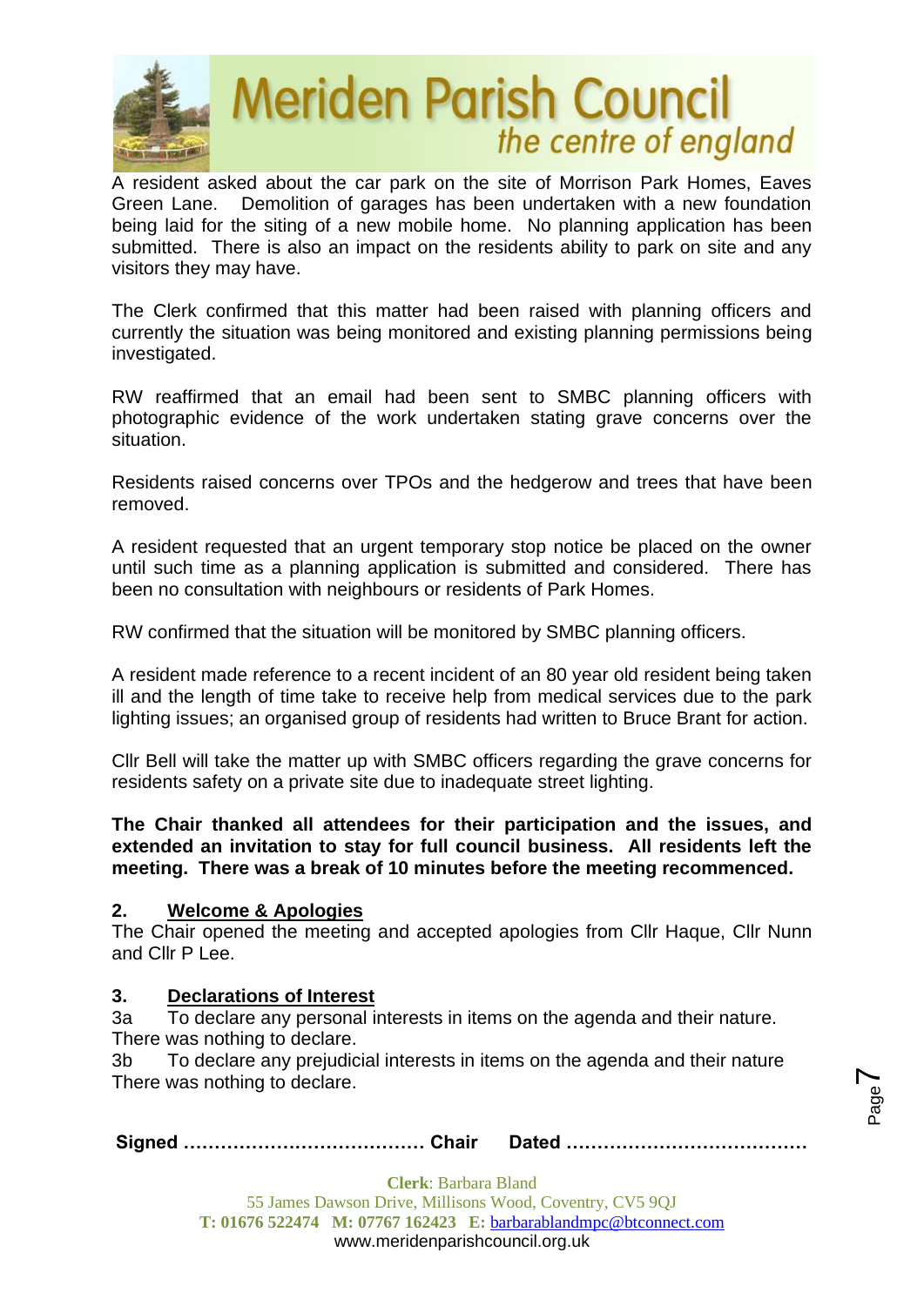A resident asked about the car park on the site of Morrison Park Homes, Eaves Green Lane. Demolition of garages has been undertaken with a new foundation being laid for the siting of a new mobile home. No planning application has been submitted. There is also an impact on the residents ability to park on site and any visitors they may have.

The Clerk confirmed that this matter had been raised with planning officers and currently the situation was being monitored and existing planning permissions being investigated.

RW reaffirmed that an email had been sent to SMBC planning officers with photographic evidence of the work undertaken stating grave concerns over the situation.

Residents raised concerns over TPOs and the hedgerow and trees that have been removed.

A resident requested that an urgent temporary stop notice be placed on the owner until such time as a planning application is submitted and considered. There has been no consultation with neighbours or residents of Park Homes.

RW confirmed that the situation will be monitored by SMBC planning officers.

A resident made reference to a recent incident of an 80 year old resident being taken ill and the length of time take to receive help from medical services due to the park lighting issues; an organised group of residents had written to Bruce Brant for action.

Cllr Bell will take the matter up with SMBC officers regarding the grave concerns for residents safety on a private site due to inadequate street lighting.

**The Chair thanked all attendees for their participation and the issues, and extended an invitation to stay for full council business. All residents left the meeting. There was a break of 10 minutes before the meeting recommenced.**

## 2. Welcome & Apologies

The Chair opened the meeting and accepted apologies from Cllr Haque, Cllr Nunn and Cllr P Lee.

## 3. Declarations of Interest

3a To declare any personal interests in items on the agenda and their nature.
There was nothing to declare.

3b To declare any prejudicial interests in items on the agenda and their nature
There was nothing to declare.

**Signed ………………………………… Chair Dated …………………………………**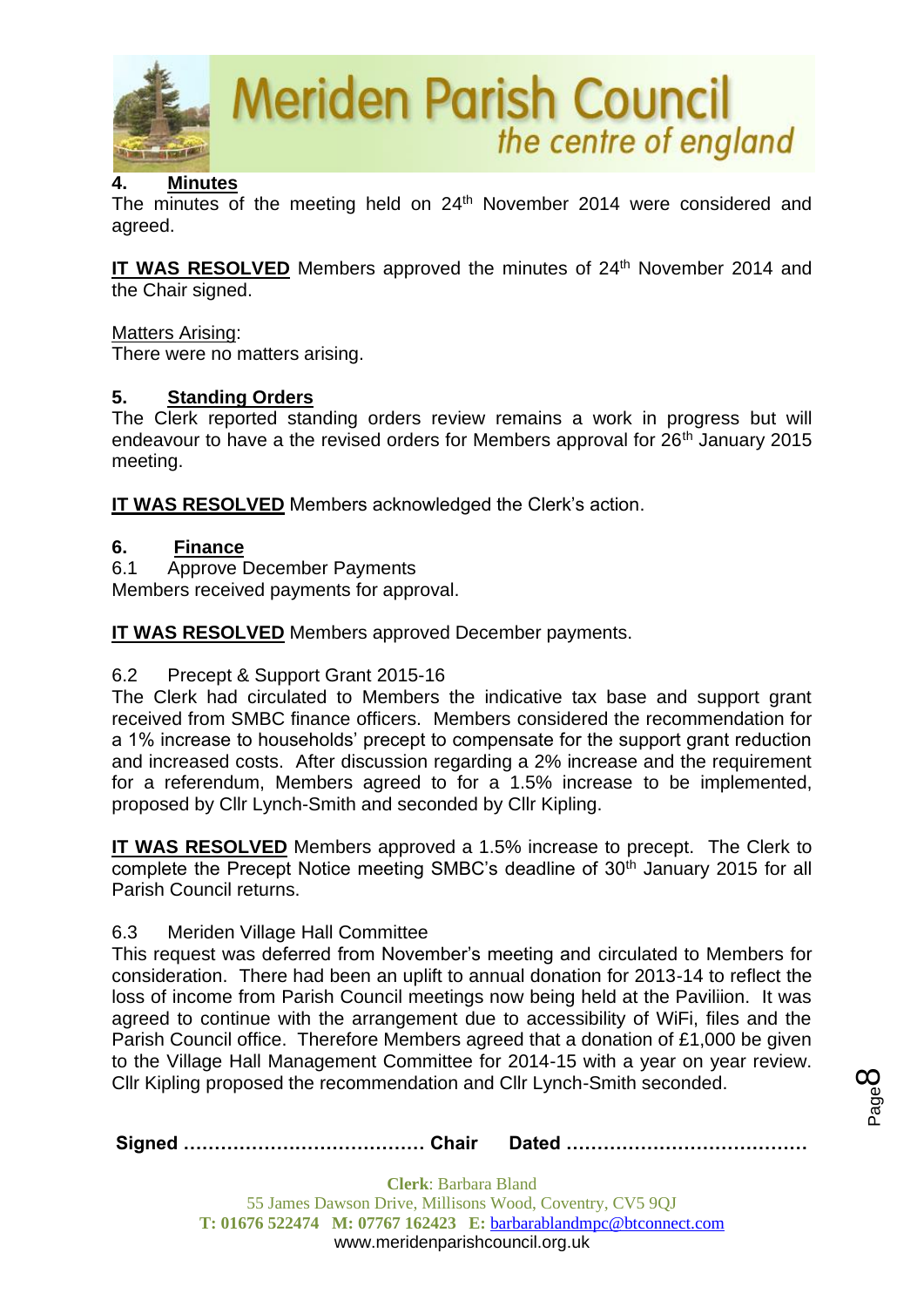## 4. Minutes

The minutes of the meeting held on 24th November 2014 were considered and agreed.

**IT WAS RESOLVED** Members approved the minutes of 24th November 2014 and the Chair signed.

Matters Arising:
There were no matters arising.

## 5. Standing Orders

The Clerk reported standing orders review remains a work in progress but will endeavour to have a the revised orders for Members approval for 26th January 2015 meeting.

**IT WAS RESOLVED** Members acknowledged the Clerk's action.

## 6. Finance

6.1 Approve December Payments
Members received payments for approval.

**IT WAS RESOLVED** Members approved December payments.

6.2 Precept & Support Grant 2015-16
The Clerk had circulated to Members the indicative tax base and support grant received from SMBC finance officers. Members considered the recommendation for a 1% increase to households' precept to compensate for the support grant reduction and increased costs. After discussion regarding a 2% increase and the requirement for a referendum, Members agreed to for a 1.5% increase to be implemented, proposed by Cllr Lynch-Smith and seconded by Cllr Kipling.

**IT WAS RESOLVED** Members approved a 1.5% increase to precept. The Clerk to complete the Precept Notice meeting SMBC's deadline of 30th January 2015 for all Parish Council returns.

6.3 Meriden Village Hall Committee
This request was deferred from November's meeting and circulated to Members for consideration. There had been an uplift to annual donation for 2013-14 to reflect the loss of income from Parish Council meetings now being held at the Paviliion. It was agreed to continue with the arrangement due to accessibility of WiFi, files and the Parish Council office. Therefore Members agreed that a donation of £1,000 be given to the Village Hall Management Committee for 2014-15 with a year on year review. Cllr Kipling proposed the recommendation and Cllr Lynch-Smith seconded.

**Signed ………………………………… Chair Dated …………………………………**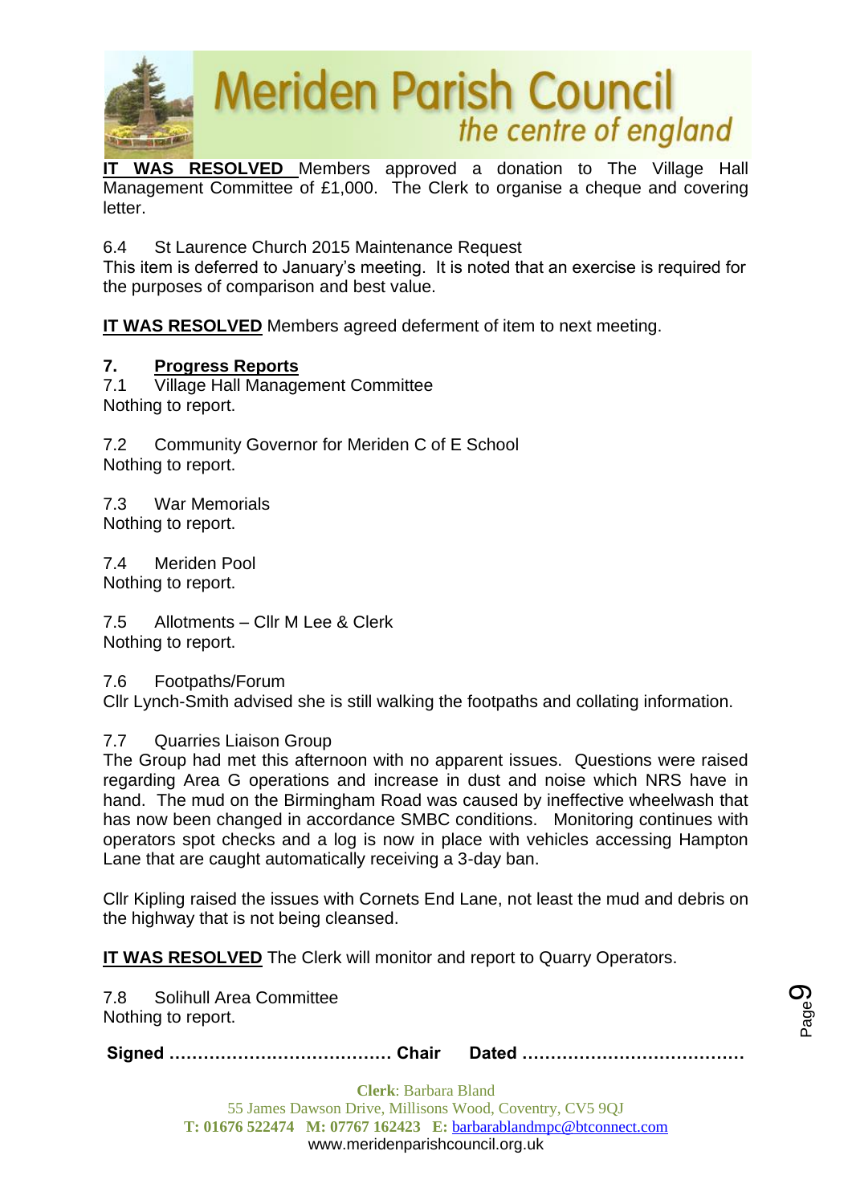**IT WAS RESOLVED** Members approved a donation to The Village Hall Management Committee of £1,000. The Clerk to organise a cheque and covering letter.

6.4 St Laurence Church 2015 Maintenance Request

This item is deferred to January's meeting. It is noted that an exercise is required for the purposes of comparison and best value.

**IT WAS RESOLVED** Members agreed deferment of item to next meeting.

## 7. Progress Reports

7.1 Village Hall Management Committee

Nothing to report.

7.2 Community Governor for Meriden C of E School

Nothing to report.

7.3 War Memorials

Nothing to report.

7.4 Meriden Pool

Nothing to report.

7.5 Allotments – Cllr M Lee & Clerk

Nothing to report.

7.6 Footpaths/Forum

Cllr Lynch-Smith advised she is still walking the footpaths and collating information.

7.7 Quarries Liaison Group

The Group had met this afternoon with no apparent issues. Questions were raised regarding Area G operations and increase in dust and noise which NRS have in hand. The mud on the Birmingham Road was caused by ineffective wheelwash that has now been changed in accordance SMBC conditions. Monitoring continues with operators spot checks and a log is now in place with vehicles accessing Hampton Lane that are caught automatically receiving a 3-day ban.

Cllr Kipling raised the issues with Cornets End Lane, not least the mud and debris on the highway that is not being cleansed.

**IT WAS RESOLVED** The Clerk will monitor and report to Quarry Operators.

7.8 Solihull Area Committee

Nothing to report.

**Signed ………………………………… Chair Dated …………………………………**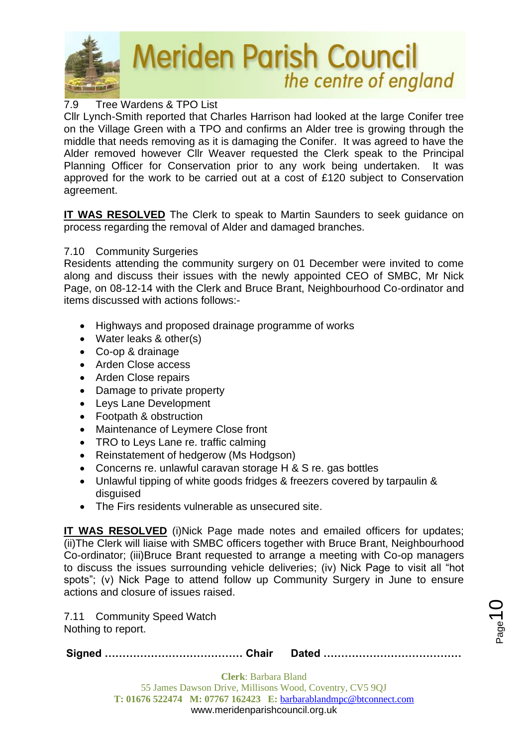7.9 Tree Wardens & TPO List

Cllr Lynch-Smith reported that Charles Harrison had looked at the large Conifer tree on the Village Green with a TPO and confirms an Alder tree is growing through the middle that needs removing as it is damaging the Conifer. It was agreed to have the Alder removed however Cllr Weaver requested the Clerk speak to the Principal Planning Officer for Conservation prior to any work being undertaken. It was approved for the work to be carried out at a cost of £120 subject to Conservation agreement.

**IT WAS RESOLVED** The Clerk to speak to Martin Saunders to seek guidance on process regarding the removal of Alder and damaged branches.

7.10 Community Surgeries

Residents attending the community surgery on 01 December were invited to come along and discuss their issues with the newly appointed CEO of SMBC, Mr Nick Page, on 08-12-14 with the Clerk and Bruce Brant, Neighbourhood Co-ordinator and items discussed with actions follows:-

- Highways and proposed drainage programme of works
- Water leaks & other(s)
- Co-op & drainage
- Arden Close access
- Arden Close repairs
- Damage to private property
- Leys Lane Development
- Footpath & obstruction
- Maintenance of Leymere Close front
- TRO to Leys Lane re. traffic calming
- Reinstatement of hedgerow (Ms Hodgson)
- Concerns re. unlawful caravan storage H & S re. gas bottles
- Unlawful tipping of white goods fridges & freezers covered by tarpaulin & disguised
- The Firs residents vulnerable as unsecured site.

**IT WAS RESOLVED** (i)Nick Page made notes and emailed officers for updates; (ii)The Clerk will liaise with SMBC officers together with Bruce Brant, Neighbourhood Co-ordinator; (iii)Bruce Brant requested to arrange a meeting with Co-op managers to discuss the issues surrounding vehicle deliveries; (iv) Nick Page to visit all "hot spots"; (v) Nick Page to attend follow up Community Surgery in June to ensure actions and closure of issues raised.

7.11 Community Speed Watch

Nothing to report.

**Signed ………………………………… Chair Dated …………………………………**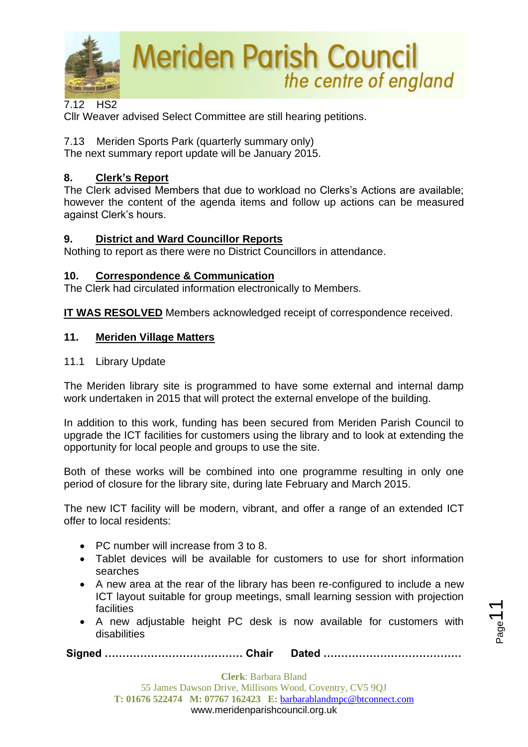7.12 HS2

Cllr Weaver advised Select Committee are still hearing petitions.

7.13 Meriden Sports Park (quarterly summary only)

The next summary report update will be January 2015.

## 8. Clerk's Report

The Clerk advised Members that due to workload no Clerks's Actions are available; however the content of the agenda items and follow up actions can be measured against Clerk's hours.

## 9. District and Ward Councillor Reports

Nothing to report as there were no District Councillors in attendance.

## 10. Correspondence & Communication

The Clerk had circulated information electronically to Members.

**IT WAS RESOLVED** Members acknowledged receipt of correspondence received.

## 11. Meriden Village Matters

11.1 Library Update

The Meriden library site is programmed to have some external and internal damp work undertaken in 2015 that will protect the external envelope of the building.

In addition to this work, funding has been secured from Meriden Parish Council to upgrade the ICT facilities for customers using the library and to look at extending the opportunity for local people and groups to use the site.

Both of these works will be combined into one programme resulting in only one period of closure for the library site, during late February and March 2015.

The new ICT facility will be modern, vibrant, and offer a range of an extended ICT offer to local residents:

- PC number will increase from 3 to 8.
- Tablet devices will be available for customers to use for short information searches
- A new area at the rear of the library has been re-configured to include a new ICT layout suitable for group meetings, small learning session with projection facilities
- A new adjustable height PC desk is now available for customers with disabilities

**Signed ………………………………… Chair Dated …………………………………**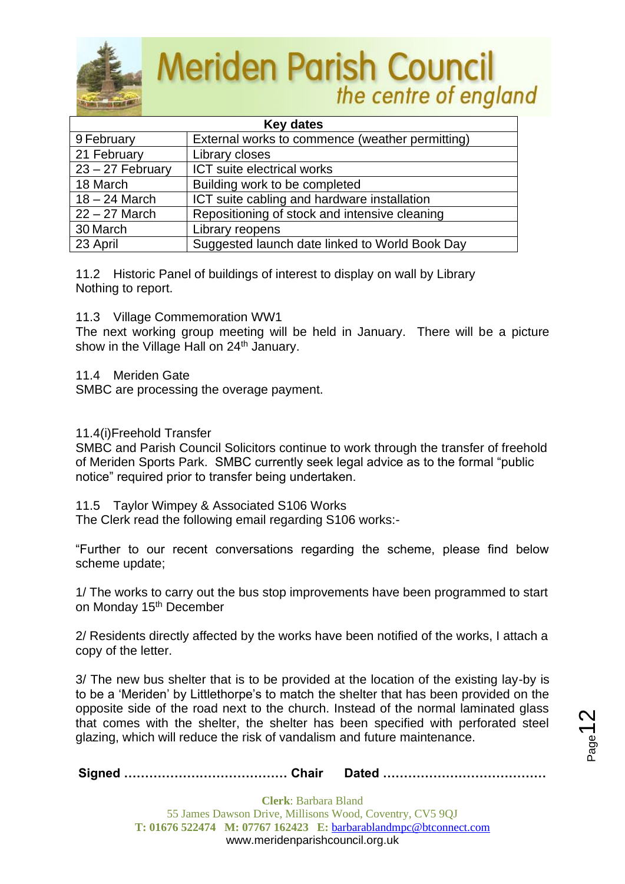| Key dates | |
|---|---|
| 9 February | External works to commence (weather permitting) |
| 21 February | Library closes |
| 23 – 27 February | ICT suite electrical works |
| 18 March | Building work to be completed |
| 18 – 24 March | ICT suite cabling and hardware installation |
| 22 – 27 March | Repositioning of stock and intensive cleaning |
| 30 March | Library reopens |
| 23 April | Suggested launch date linked to World Book Day |

11.2 Historic Panel of buildings of interest to display on wall by Library
Nothing to report.

11.3 Village Commemoration WW1
The next working group meeting will be held in January. There will be a picture show in the Village Hall on 24th January.

11.4 Meriden Gate
SMBC are processing the overage payment.

11.4(i)Freehold Transfer
SMBC and Parish Council Solicitors continue to work through the transfer of freehold of Meriden Sports Park. SMBC currently seek legal advice as to the formal "public notice" required prior to transfer being undertaken.

11.5 Taylor Wimpey & Associated S106 Works
The Clerk read the following email regarding S106 works:-

"Further to our recent conversations regarding the scheme, please find below scheme update;

1/ The works to carry out the bus stop improvements have been programmed to start on Monday 15th December

2/ Residents directly affected by the works have been notified of the works, I attach a copy of the letter.

3/ The new bus shelter that is to be provided at the location of the existing lay-by is to be a 'Meriden' by Littlethorpe's to match the shelter that has been provided on the opposite side of the road next to the church. Instead of the normal laminated glass that comes with the shelter, the shelter has been specified with perforated steel glazing, which will reduce the risk of vandalism and future maintenance.

**Signed ………………………………… Chair Dated …………………………………**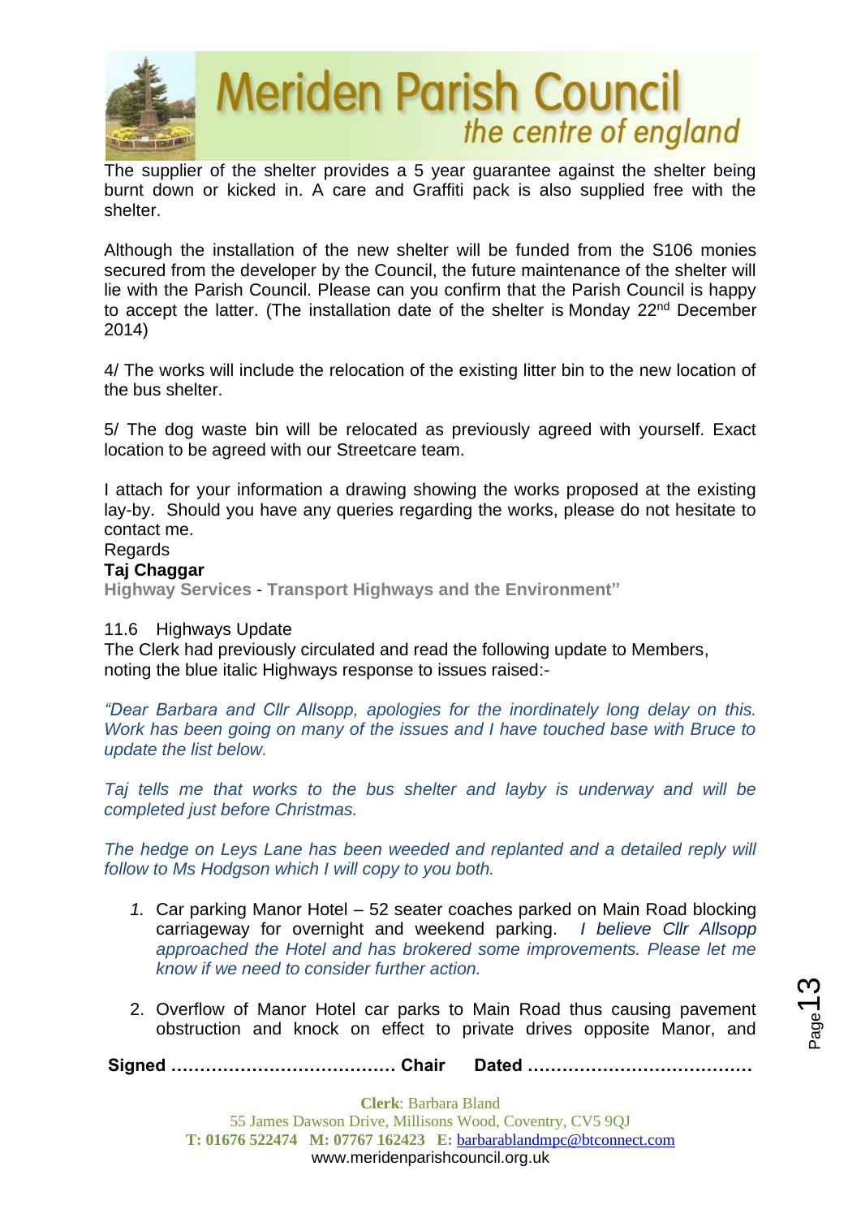The supplier of the shelter provides a 5 year guarantee against the shelter being burnt down or kicked in. A care and Graffiti pack is also supplied free with the shelter.

Although the installation of the new shelter will be funded from the S106 monies secured from the developer by the Council, the future maintenance of the shelter will lie with the Parish Council. Please can you confirm that the Parish Council is happy to accept the latter. (The installation date of the shelter is Monday 22nd December 2014)

4/ The works will include the relocation of the existing litter bin to the new location of the bus shelter.

5/ The dog waste bin will be relocated as previously agreed with yourself. Exact location to be agreed with our Streetcare team.

I attach for your information a drawing showing the works proposed at the existing lay-by. Should you have any queries regarding the works, please do not hesitate to contact me.

Regards

**Taj Chaggar**

**Highway Services - Transport Highways and the Environment"**

11.6 Highways Update

The Clerk had previously circulated and read the following update to Members, noting the blue italic Highways response to issues raised:-

*"Dear Barbara and Cllr Allsopp, apologies for the inordinately long delay on this. Work has been going on many of the issues and I have touched base with Bruce to update the list below.*

*Taj tells me that works to the bus shelter and layby is underway and will be completed just before Christmas.*

*The hedge on Leys Lane has been weeded and replanted and a detailed reply will follow to Ms Hodgson which I will copy to you both.*

1. Car parking Manor Hotel – 52 seater coaches parked on Main Road blocking carriageway for overnight and weekend parking. *I believe Cllr Allsopp approached the Hotel and has brokered some improvements. Please let me know if we need to consider further action.*

2. Overflow of Manor Hotel car parks to Main Road thus causing pavement obstruction and knock on effect to private drives opposite Manor, and

**Signed ………………………………… Chair Dated …………………………………**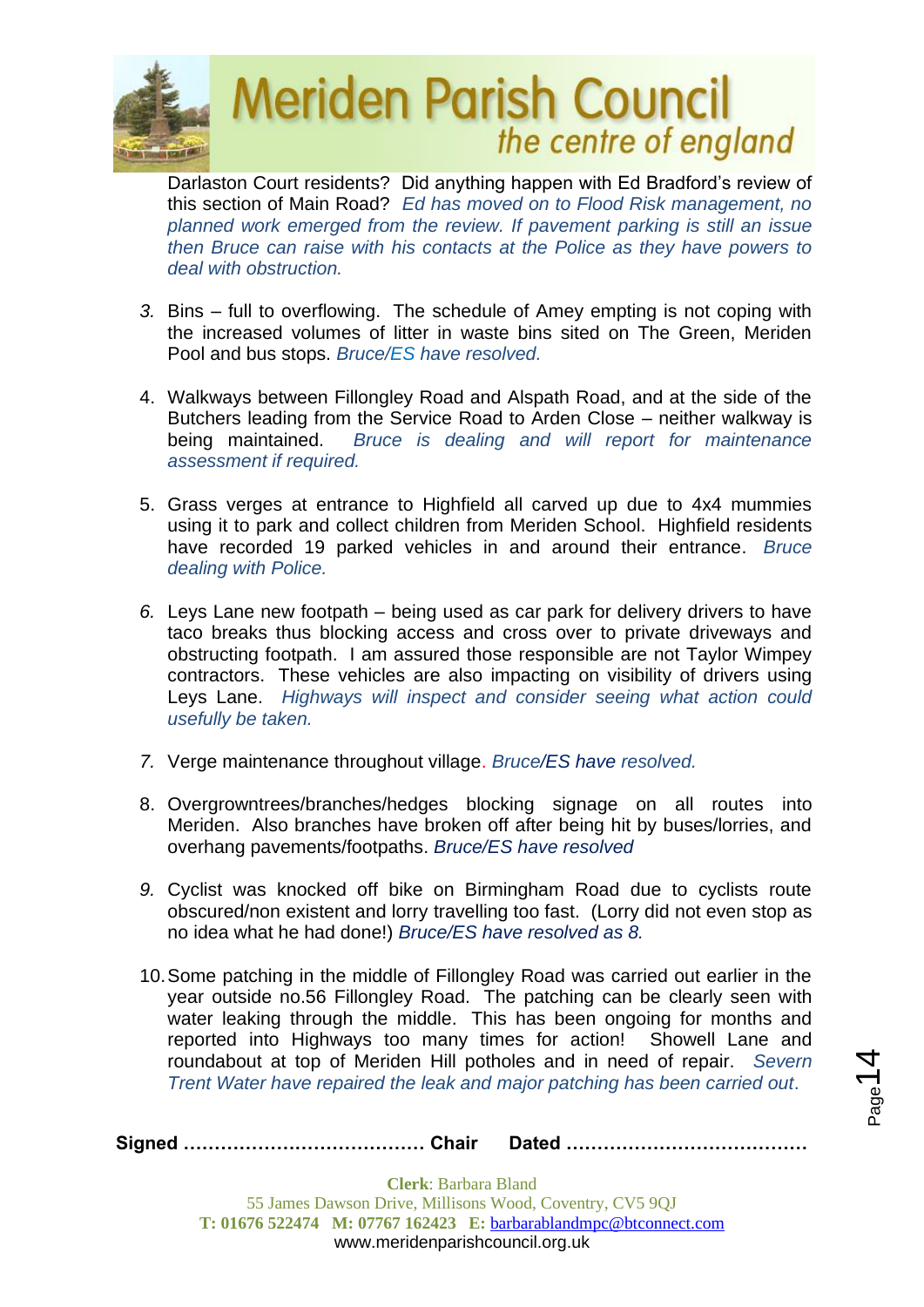Darlaston Court residents? Did anything happen with Ed Bradford's review of this section of Main Road? *Ed has moved on to Flood Risk management, no planned work emerged from the review. If pavement parking is still an issue then Bruce can raise with his contacts at the Police as they have powers to deal with obstruction.*

3. Bins – full to overflowing. The schedule of Amey empting is not coping with the increased volumes of litter in waste bins sited on The Green, Meriden Pool and bus stops. *Bruce/ES have resolved.*

4. Walkways between Fillongley Road and Alspath Road, and at the side of the Butchers leading from the Service Road to Arden Close – neither walkway is being maintained. *Bruce is dealing and will report for maintenance assessment if required.*

5. Grass verges at entrance to Highfield all carved up due to 4x4 mummies using it to park and collect children from Meriden School. Highfield residents have recorded 19 parked vehicles in and around their entrance. *Bruce dealing with Police.*

6. Leys Lane new footpath – being used as car park for delivery drivers to have taco breaks thus blocking access and cross over to private driveways and obstructing footpath. I am assured those responsible are not Taylor Wimpey contractors. These vehicles are also impacting on visibility of drivers using Leys Lane. *Highways will inspect and consider seeing what action could usefully be taken.*

7. Verge maintenance throughout village. *Bruce/ES have resolved.*

8. Overgrowntrees/branches/hedges blocking signage on all routes into Meriden. Also branches have broken off after being hit by buses/lorries, and overhang pavements/footpaths. *Bruce/ES have resolved*

9. Cyclist was knocked off bike on Birmingham Road due to cyclists route obscured/non existent and lorry travelling too fast. (Lorry did not even stop as no idea what he had done!) *Bruce/ES have resolved as 8.*

10. Some patching in the middle of Fillongley Road was carried out earlier in the year outside no.56 Fillongley Road. The patching can be clearly seen with water leaking through the middle. This has been ongoing for months and reported into Highways too many times for action! Showell Lane and roundabout at top of Meriden Hill potholes and in need of repair. *Severn Trent Water have repaired the leak and major patching has been carried out.*

**Signed ………………………………… Chair  Dated …………………………………**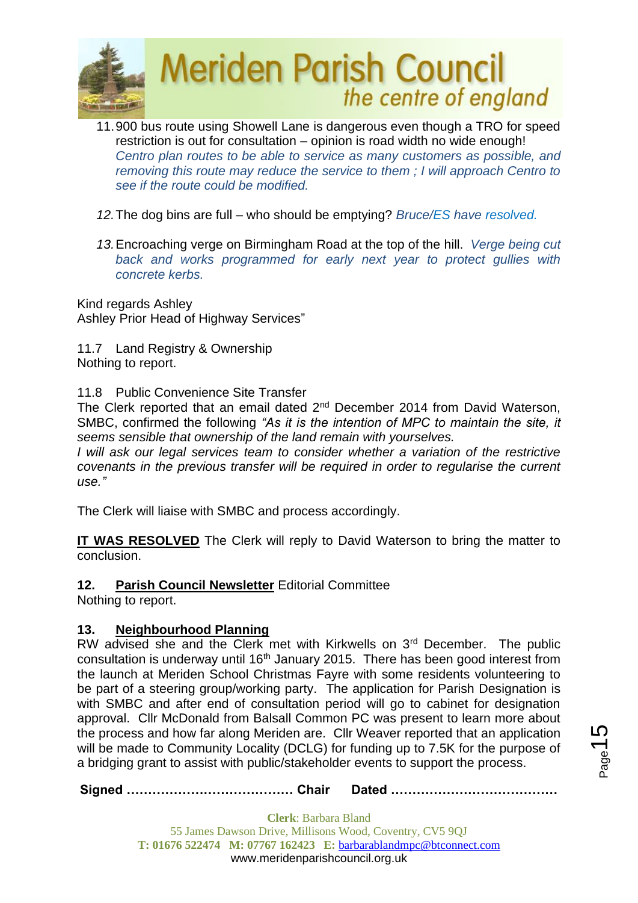11. 900 bus route using Showell Lane is dangerous even though a TRO for speed restriction is out for consultation – opinion is road width no wide enough! *Centro plan routes to be able to service as many customers as possible, and removing this route may reduce the service to them ; I will approach Centro to see if the route could be modified.*

12. The dog bins are full – who should be emptying? *Bruce/ES have resolved.*

13. Encroaching verge on Birmingham Road at the top of the hill. *Verge being cut back and works programmed for early next year to protect gullies with concrete kerbs.*

Kind regards Ashley
Ashley Prior Head of Highway Services"

11.7 Land Registry & Ownership
Nothing to report.

11.8 Public Convenience Site Transfer
The Clerk reported that an email dated 2nd December 2014 from David Waterson, SMBC, confirmed the following *"As it is the intention of MPC to maintain the site, it seems sensible that ownership of the land remain with yourselves.*
*I will ask our legal services team to consider whether a variation of the restrictive covenants in the previous transfer will be required in order to regularise the current use."*

The Clerk will liaise with SMBC and process accordingly.

**IT WAS RESOLVED** The Clerk will reply to David Waterson to bring the matter to conclusion.

**12. Parish Council Newsletter** Editorial Committee
Nothing to report.

**13. Neighbourhood Planning**
RW advised she and the Clerk met with Kirkwells on 3rd December. The public consultation is underway until 16th January 2015. There has been good interest from the launch at Meriden School Christmas Fayre with some residents volunteering to be part of a steering group/working party. The application for Parish Designation is with SMBC and after end of consultation period will go to cabinet for designation approval. Cllr McDonald from Balsall Common PC was present to learn more about the process and how far along Meriden are. Cllr Weaver reported that an application will be made to Community Locality (DCLG) for funding up to 7.5K for the purpose of a bridging grant to assist with public/stakeholder events to support the process.

**Signed ………………………………… Chair Dated …………………………………**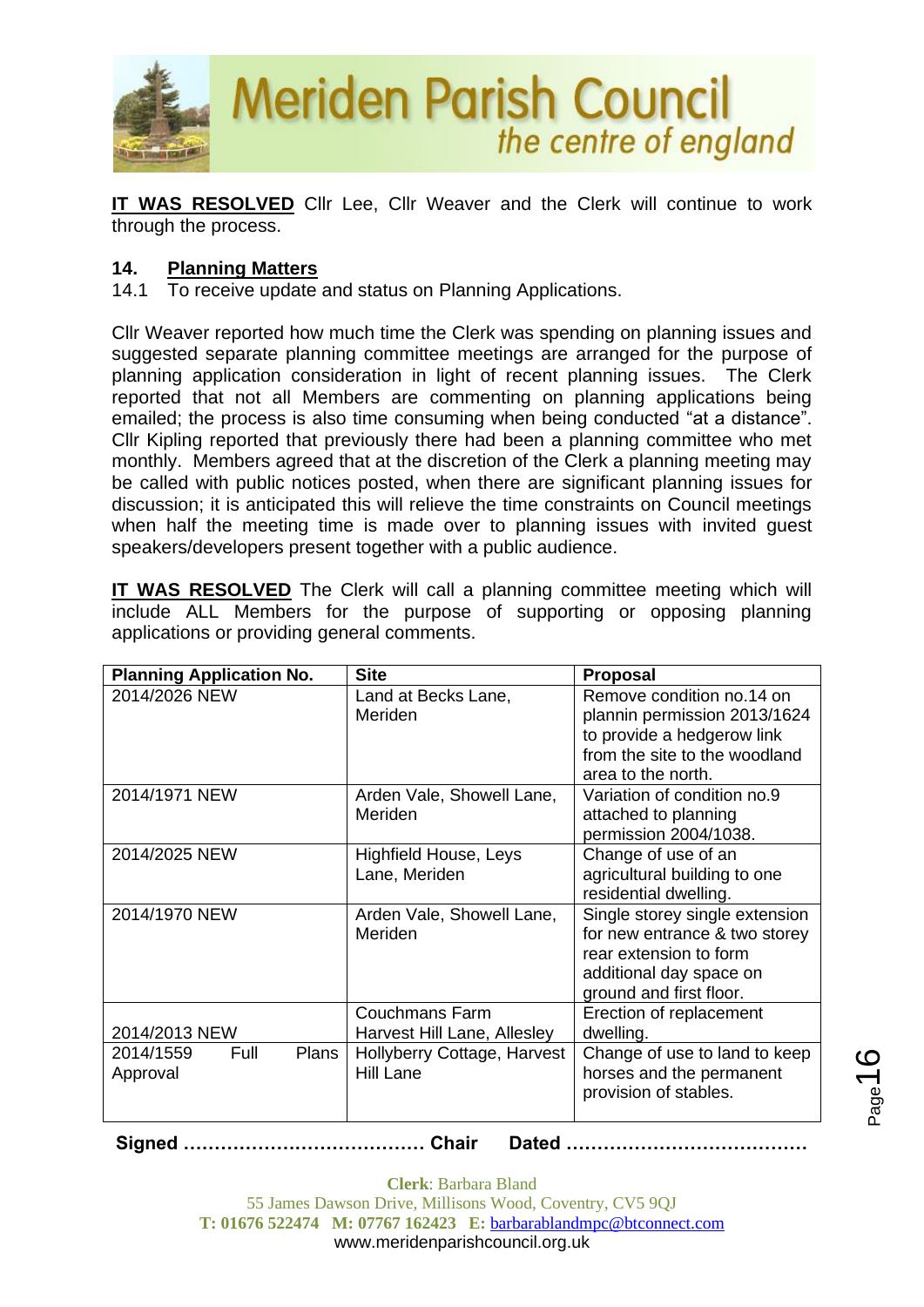**IT WAS RESOLVED** Cllr Lee, Cllr Weaver and the Clerk will continue to work through the process.

## 14. Planning Matters

14.1 To receive update and status on Planning Applications.

Cllr Weaver reported how much time the Clerk was spending on planning issues and suggested separate planning committee meetings are arranged for the purpose of planning application consideration in light of recent planning issues. The Clerk reported that not all Members are commenting on planning applications being emailed; the process is also time consuming when being conducted "at a distance". Cllr Kipling reported that previously there had been a planning committee who met monthly. Members agreed that at the discretion of the Clerk a planning meeting may be called with public notices posted, when there are significant planning issues for discussion; it is anticipated this will relieve the time constraints on Council meetings when half the meeting time is made over to planning issues with invited guest speakers/developers present together with a public audience.

**IT WAS RESOLVED** The Clerk will call a planning committee meeting which will include ALL Members for the purpose of supporting or opposing planning applications or providing general comments.

| Planning Application No. | Site | Proposal |
|---|---|---|
| 2014/2026 NEW | Land at Becks Lane, Meriden | Remove condition no.14 on plannin permission 2013/1624 to provide a hedgerow link from the site to the woodland area to the north. |
| 2014/1971 NEW | Arden Vale, Showell Lane, Meriden | Variation of condition no.9 attached to planning permission 2004/1038. |
| 2014/2025 NEW | Highfield House, Leys Lane, Meriden | Change of use of an agricultural building to one residential dwelling. |
| 2014/1970 NEW | Arden Vale, Showell Lane, Meriden | Single storey single extension for new entrance & two storey rear extension to form additional day space on ground and first floor. |
| 2014/2013 NEW | Couchmans Farm Harvest Hill Lane, Allesley | Erection of replacement dwelling. |
| 2014/1559 Full Plans Approval | Hollyberry Cottage, Harvest Hill Lane | Change of use to land to keep horses and the permanent provision of stables. |

**Signed ………………………………… Chair Dated …………………………………**

**Clerk**: Barbara Bland
55 James Dawson Drive, Millisons Wood, Coventry, CV5 9QJ
**T: 01676 522474 M: 07767 162423 E:** barbarablandmpc@btconnect.com
www.meridenparishcouncil.org.uk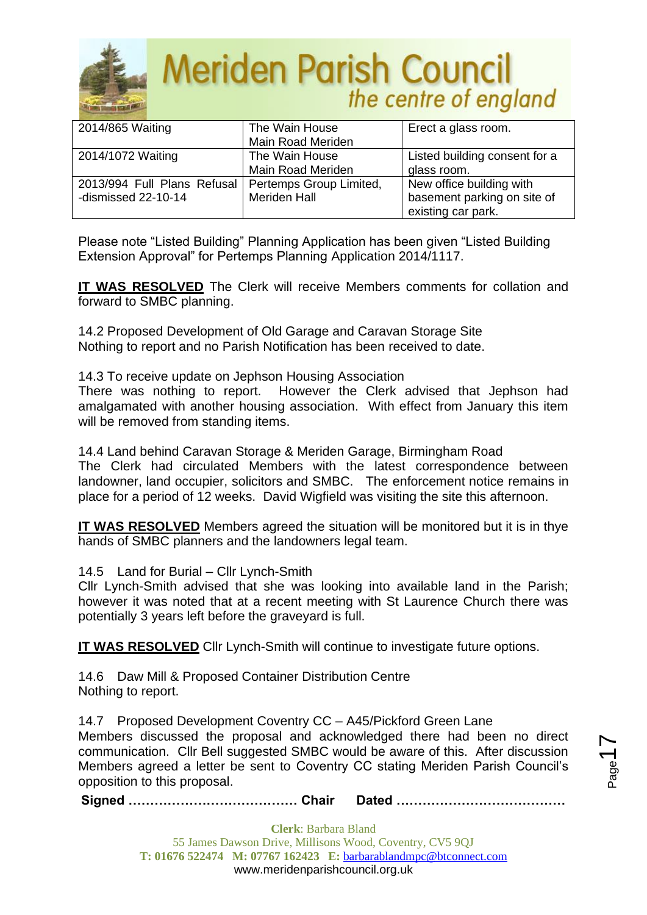| 2014/865 Waiting | The Wain House Main Road Meriden | Erect a glass room. |
|---|---|---|
| 2014/1072 Waiting | The Wain House Main Road Meriden | Listed building consent for a glass room. |
| 2013/994 Full Plans Refusal -dismissed 22-10-14 | Pertemps Group Limited, Meriden Hall | New office building with basement parking on site of existing car park. |

Please note "Listed Building" Planning Application has been given "Listed Building Extension Approval" for Pertemps Planning Application 2014/1117.

**IT WAS RESOLVED** The Clerk will receive Members comments for collation and forward to SMBC planning.

14.2 Proposed Development of Old Garage and Caravan Storage Site
Nothing to report and no Parish Notification has been received to date.

14.3 To receive update on Jephson Housing Association
There was nothing to report. However the Clerk advised that Jephson had amalgamated with another housing association. With effect from January this item will be removed from standing items.

14.4 Land behind Caravan Storage & Meriden Garage, Birmingham Road
The Clerk had circulated Members with the latest correspondence between landowner, land occupier, solicitors and SMBC. The enforcement notice remains in place for a period of 12 weeks. David Wigfield was visiting the site this afternoon.

**IT WAS RESOLVED** Members agreed the situation will be monitored but it is in thye hands of SMBC planners and the landowners legal team.

14.5 Land for Burial – Cllr Lynch-Smith
Cllr Lynch-Smith advised that she was looking into available land in the Parish; however it was noted that at a recent meeting with St Laurence Church there was potentially 3 years left before the graveyard is full.

**IT WAS RESOLVED** Cllr Lynch-Smith will continue to investigate future options.

14.6 Daw Mill & Proposed Container Distribution Centre
Nothing to report.

14.7 Proposed Development Coventry CC – A45/Pickford Green Lane
Members discussed the proposal and acknowledged there had been no direct communication. Cllr Bell suggested SMBC would be aware of this. After discussion Members agreed a letter be sent to Coventry CC stating Meriden Parish Council's opposition to this proposal.

**Signed ………………………………… Chair Dated …………………………………**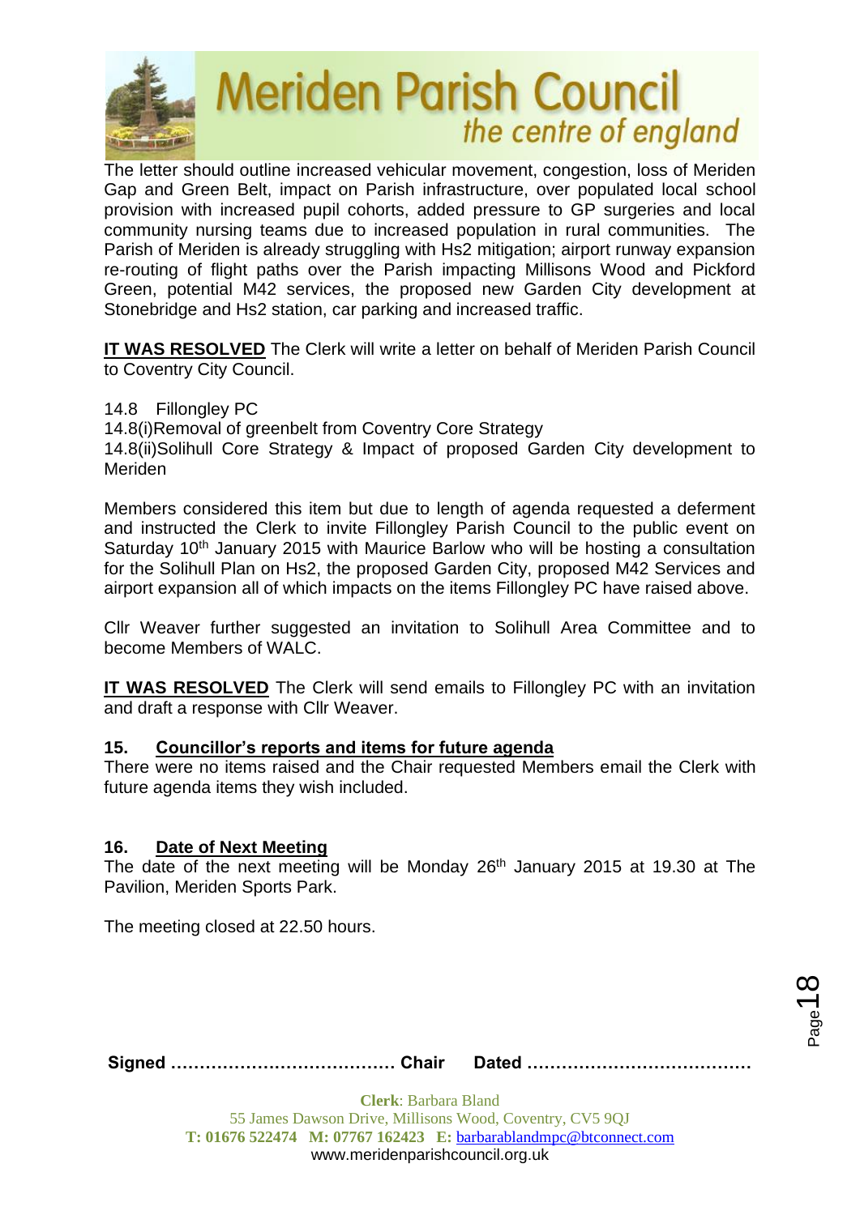The letter should outline increased vehicular movement, congestion, loss of Meriden Gap and Green Belt, impact on Parish infrastructure, over populated local school provision with increased pupil cohorts, added pressure to GP surgeries and local community nursing teams due to increased population in rural communities. The Parish of Meriden is already struggling with Hs2 mitigation; airport runway expansion re-routing of flight paths over the Parish impacting Millisons Wood and Pickford Green, potential M42 services, the proposed new Garden City development at Stonebridge and Hs2 station, car parking and increased traffic.

**IT WAS RESOLVED** The Clerk will write a letter on behalf of Meriden Parish Council to Coventry City Council.

14.8 Fillongley PC
14.8(i)Removal of greenbelt from Coventry Core Strategy
14.8(ii)Solihull Core Strategy & Impact of proposed Garden City development to Meriden

Members considered this item but due to length of agenda requested a deferment and instructed the Clerk to invite Fillongley Parish Council to the public event on Saturday 10th January 2015 with Maurice Barlow who will be hosting a consultation for the Solihull Plan on Hs2, the proposed Garden City, proposed M42 Services and airport expansion all of which impacts on the items Fillongley PC have raised above.

Cllr Weaver further suggested an invitation to Solihull Area Committee and to become Members of WALC.

**IT WAS RESOLVED** The Clerk will send emails to Fillongley PC with an invitation and draft a response with Cllr Weaver.

## 15. Councillor's reports and items for future agenda

There were no items raised and the Chair requested Members email the Clerk with future agenda items they wish included.

## 16. Date of Next Meeting

The date of the next meeting will be Monday 26th January 2015 at 19.30 at The Pavilion, Meriden Sports Park.

The meeting closed at 22.50 hours.

**Signed ………………………………… Chair Dated …………………………………**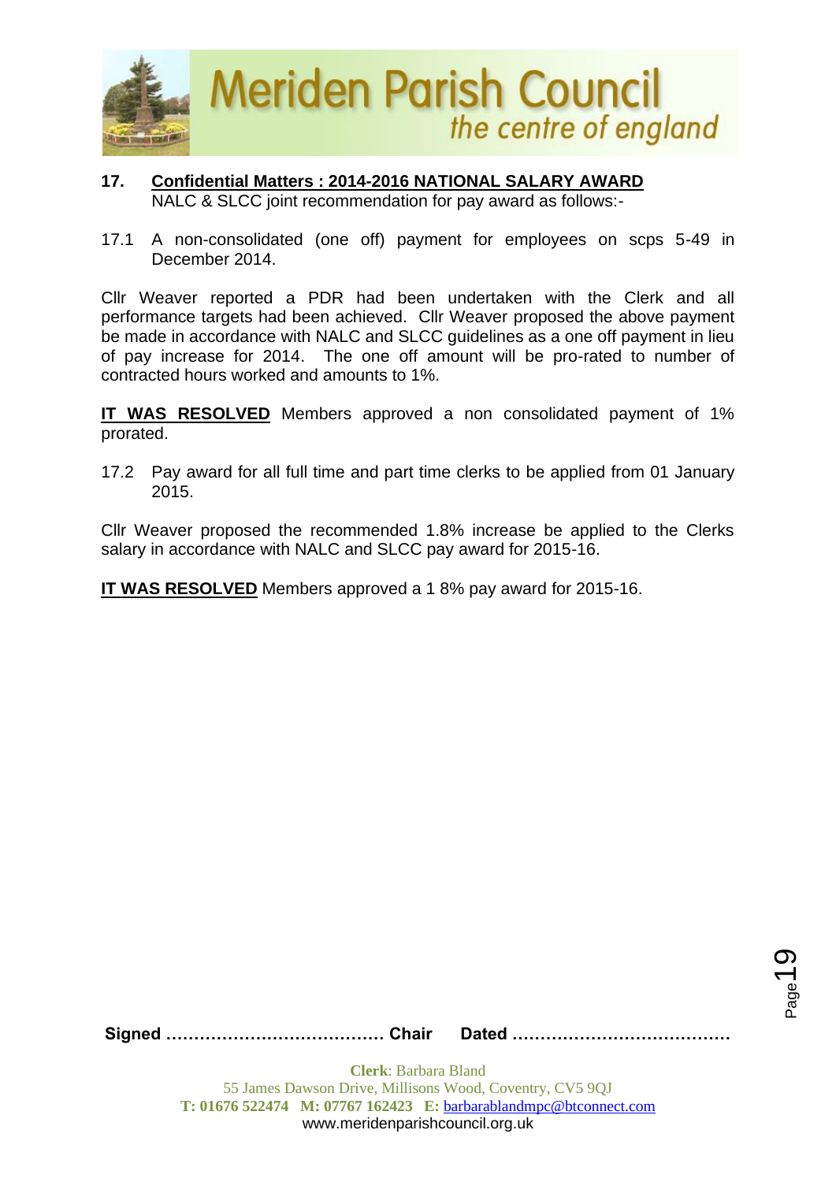**17. Confidential Matters : 2014-2016 NATIONAL SALARY AWARD**
NALC & SLCC joint recommendation for pay award as follows:-

17.1 A non-consolidated (one off) payment for employees on scps 5-49 in December 2014.

Cllr Weaver reported a PDR had been undertaken with the Clerk and all performance targets had been achieved. Cllr Weaver proposed the above payment be made in accordance with NALC and SLCC guidelines as a one off payment in lieu of pay increase for 2014. The one off amount will be pro-rated to number of contracted hours worked and amounts to 1%.

**IT WAS RESOLVED** Members approved a non consolidated payment of 1% prorated.

17.2 Pay award for all full time and part time clerks to be applied from 01 January 2015.

Cllr Weaver proposed the recommended 1.8% increase be applied to the Clerks salary in accordance with NALC and SLCC pay award for 2015-16.

**IT WAS RESOLVED** Members approved a 1 8% pay award for 2015-16.

**Signed ………………………………… Chair Dated …………………………………**

**Clerk**: Barbara Bland
55 James Dawson Drive, Millisons Wood, Coventry, CV5 9QJ
**T:** 01676 522474 **M:** 07767 162423 **E:** barbarablandmpc@btconnect.com
www.meridenparishcouncil.org.uk